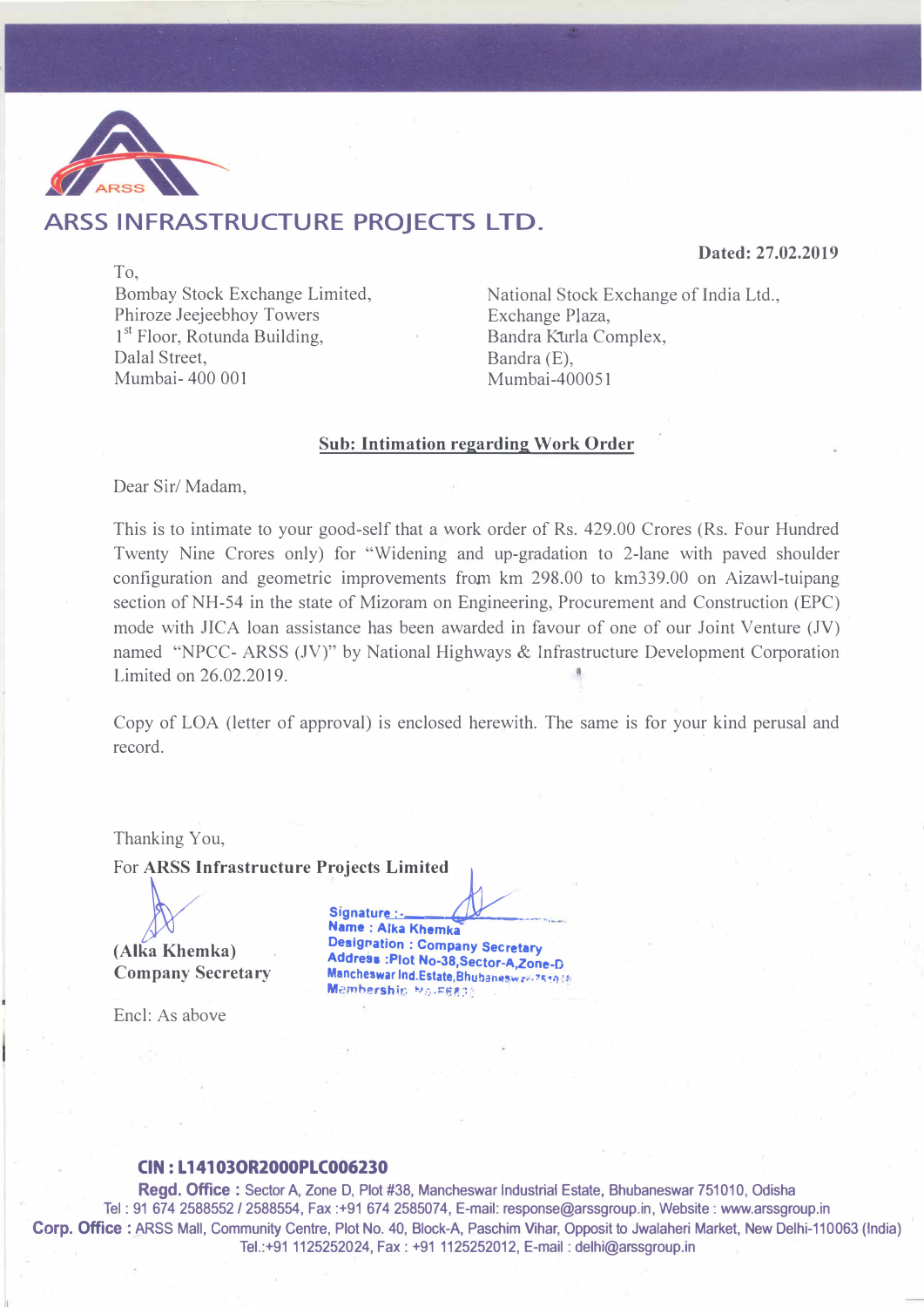# ARSS INFRASTRUCTURE PROJECTS LTD.

**Dated: 27.02.2019**

To,

Bombay Stock Exchange Limited,
Phiroze Jeejeebhoy Towers
1st Floor, Rotunda Building,
Dalal Street,
Mumbai- 400 001

National Stock Exchange of India Ltd.,
Exchange Plaza,
Bandra Kurla Complex,
Bandra (E),
Mumbai-400051

**Sub: Intimation regarding Work Order**

Dear Sir/ Madam,

This is to intimate to your good-self that a work order of Rs. 429.00 Crores (Rs. Four Hundred Twenty Nine Crores only) for "Widening and up-gradation to 2-lane with paved shoulder configuration and geometric improvements from km 298.00 to km339.00 on Aizawl-tuipang section of NH-54 in the state of Mizoram on Engineering, Procurement and Construction (EPC) mode with JICA loan assistance has been awarded in favour of one of our Joint Venture (JV) named "NPCC- ARSS (JV)" by National Highways & Infrastructure Development Corporation Limited on 26.02.2019.

Copy of LOA (letter of approval) is enclosed herewith. The same is for your kind perusal and record.

Thanking You,

For **ARSS Infrastructure Projects Limited**

**(Alka Khemka)**
**Company Secretary**

Signature :-
Name : Alka Khemka
Designation : Company Secretary
Address :Plot No-38,Sector-A,Zone-D
Mancheswar Ind.Estate,Bhubaneswar-751010
Membership No-F6831

Encl: As above

**CIN : L14103OR2000PLC006230**

**Regd. Office :** Sector A, Zone D, Plot #38, Mancheswar Industrial Estate, Bhubaneswar 751010, Odisha
Tel : 91 674 2588552 / 2588554, Fax :+91 674 2585074, E-mail: response@arssgroup.in, Website : www.arssgroup.in
**Corp. Office :** ARSS Mall, Community Centre, Plot No. 40, Block-A, Paschim Vihar, Opposit to Jwalaheri Market, New Delhi-110063 (India)
Tel.:+91 1125252024, Fax : +91 1125252012, E-mail : delhi@arssgroup.in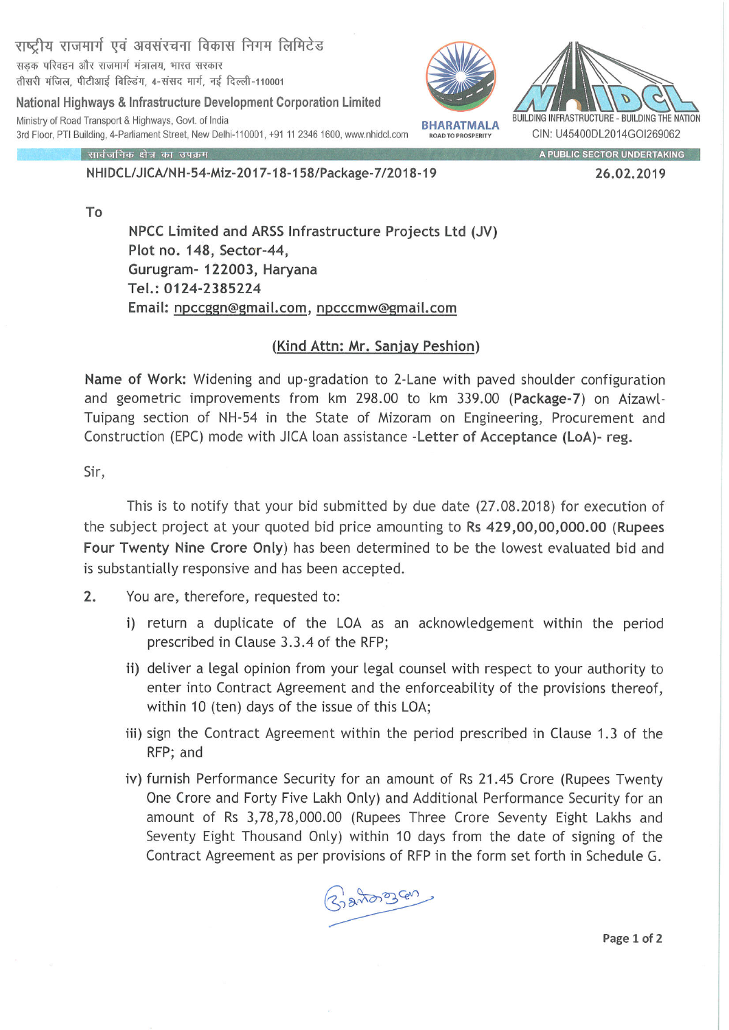राष्ट्रीय राजमार्ग एवं अवसंरचना विकास निगम लिमिटेड
सड़क परिवहन और राजमार्ग मंत्रालय, भारत सरकार
तीसरी मंजिल, पीटीआई बिल्डिंग, 4-संसद मार्ग, नई दिल्ली-110001

**National Highways & Infrastructure Development Corporation Limited**
Ministry of Road Transport & Highways, Govt. of India
3rd Floor, PTI Building, 4-Parliament Street, New Delhi-110001, +91 11 2346 1600, www.nhidcl.com

BHARATMALA ROAD TO PROSPERITY

BUILDING INFRASTRUCTURE - BUILDING THE NATION
CIN: U45400DL2014GOI269062

सार्वजनिक क्षेत्र का उपक्रम | A PUBLIC SECTOR UNDERTAKING

NHIDCL/JICA/NH-54-Miz-2017-18-158/Package-7/2018-19 26.02.2019

To

NPCC Limited and ARSS Infrastructure Projects Ltd (JV)
Plot no. 148, Sector-44,
Gurugram- 122003, Haryana
Tel.: 0124-2385224
Email: npccggn@gmail.com, npcccmw@gmail.com

(Kind Attn: Mr. Sanjay Peshion)

**Name of Work:** Widening and up-gradation to 2-Lane with paved shoulder configuration and geometric improvements from km 298.00 to km 339.00 (**Package-7**) on Aizawl-Tuipang section of NH-54 in the State of Mizoram on Engineering, Procurement and Construction (EPC) mode with JICA loan assistance -**Letter of Acceptance (LoA)- reg.**

Sir,

This is to notify that your bid submitted by due date (27.08.2018) for execution of the subject project at your quoted bid price amounting to **Rs 429,00,00,000.00** (**Rupees Four Twenty Nine Crore Only**) has been determined to be the lowest evaluated bid and is substantially responsive and has been accepted.

2. You are, therefore, requested to:

i) return a duplicate of the LOA as an acknowledgement within the period prescribed in Clause 3.3.4 of the RFP;

ii) deliver a legal opinion from your legal counsel with respect to your authority to enter into Contract Agreement and the enforceability of the provisions thereof, within 10 (ten) days of the issue of this LOA;

iii) sign the Contract Agreement within the period prescribed in Clause 1.3 of the RFP; and

iv) furnish Performance Security for an amount of Rs 21.45 Crore (Rupees Twenty One Crore and Forty Five Lakh Only) and Additional Performance Security for an amount of Rs 3,78,78,000.00 (Rupees Three Crore Seventy Eight Lakhs and Seventy Eight Thousand Only) within 10 days from the date of signing of the Contract Agreement as per provisions of RFP in the form set forth in Schedule G.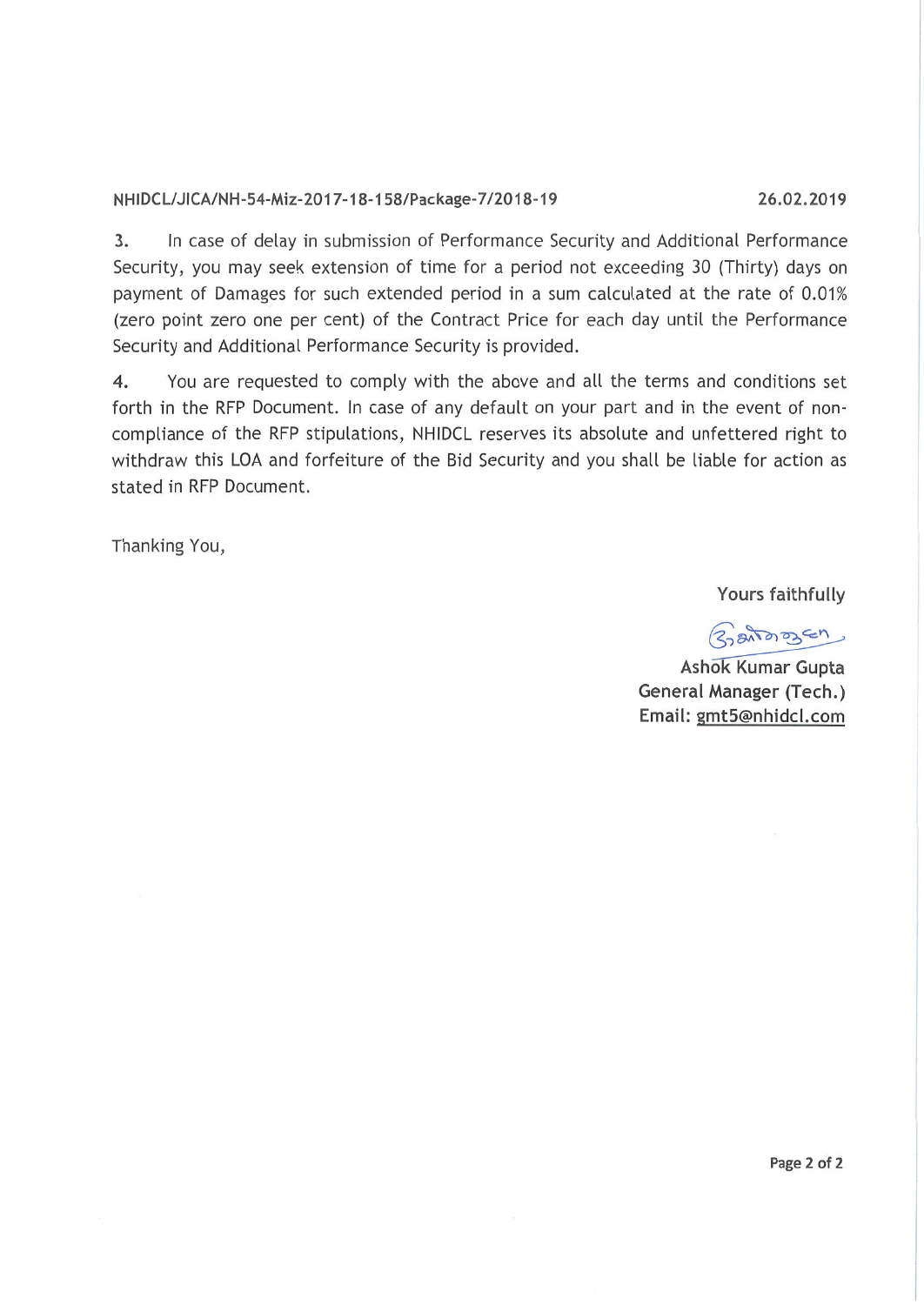NHIDCL/JICA/NH-54-Miz-2017-18-158/Package-7/2018-19 26.02.2019

3. In case of delay in submission of Performance Security and Additional Performance Security, you may seek extension of time for a period not exceeding 30 (Thirty) days on payment of Damages for such extended period in a sum calculated at the rate of 0.01% (zero point zero one per cent) of the Contract Price for each day until the Performance Security and Additional Performance Security is provided.

4. You are requested to comply with the above and all the terms and conditions set forth in the RFP Document. In case of any default on your part and in the event of non-compliance of the RFP stipulations, NHIDCL reserves its absolute and unfettered right to withdraw this LOA and forfeiture of the Bid Security and you shall be liable for action as stated in RFP Document.

Thanking You,

Yours faithfully

Ashok Kumar Gupta
General Manager (Tech.)
Email: gmt5@nhidcl.com